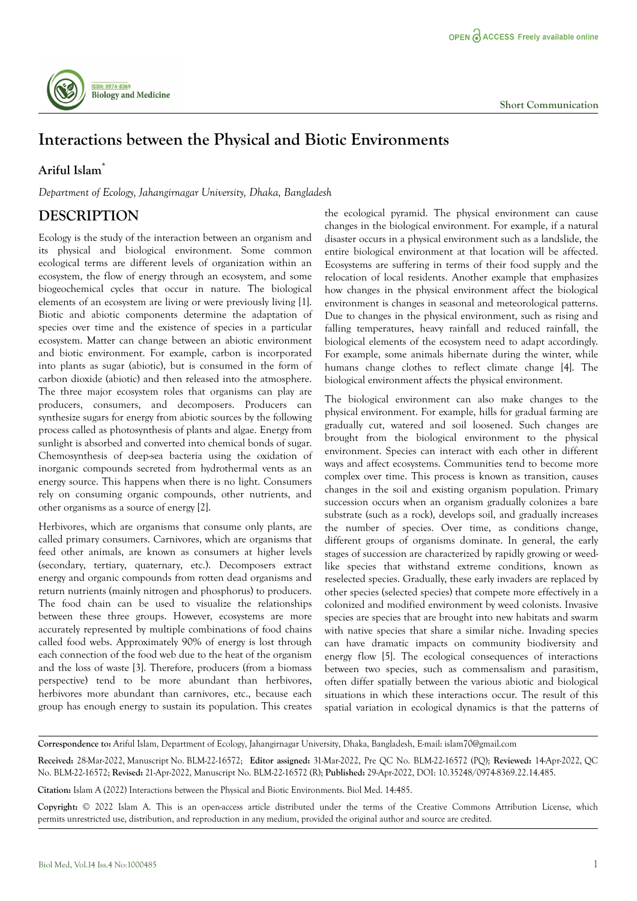# Interactions between the Physical and Biotic Environments

**Ariful Islam***

*Department of Ecology, Jahangirnagar University, Dhaka, Bangladesh*

## DESCRIPTION

Ecology is the study of the interaction between an organism and its physical and biological environment. Some common ecological terms are different levels of organization within an ecosystem, the flow of energy through an ecosystem, and some biogeochemical cycles that occur in nature. The biological elements of an ecosystem are living or were previously living [1]. Biotic and abiotic components determine the adaptation of species over time and the existence of species in a particular ecosystem. Matter can change between an abiotic environment and biotic environment. For example, carbon is incorporated into plants as sugar (abiotic), but is consumed in the form of carbon dioxide (abiotic) and then released into the atmosphere. The three major ecosystem roles that organisms can play are producers, consumers, and decomposers. Producers can synthesize sugars for energy from abiotic sources by the following process called as photosynthesis of plants and algae. Energy from sunlight is absorbed and converted into chemical bonds of sugar. Chemosynthesis of deep-sea bacteria using the oxidation of inorganic compounds secreted from hydrothermal vents as an energy source. This happens when there is no light. Consumers rely on consuming organic compounds, other nutrients, and other organisms as a source of energy [2].

Herbivores, which are organisms that consume only plants, are called primary consumers. Carnivores, which are organisms that feed other animals, are known as consumers at higher levels (secondary, tertiary, quaternary, etc.). Decomposers extract energy and organic compounds from rotten dead organisms and return nutrients (mainly nitrogen and phosphorus) to producers. The food chain can be used to visualize the relationships between these three groups. However, ecosystems are more accurately represented by multiple combinations of food chains called food webs. Approximately 90% of energy is lost through each connection of the food web due to the heat of the organism and the loss of waste [3]. Therefore, producers (from a biomass perspective) tend to be more abundant than herbivores, herbivores more abundant than carnivores, etc., because each group has enough energy to sustain its population. This creates the ecological pyramid. The physical environment can cause changes in the biological environment. For example, if a natural disaster occurs in a physical environment such as a landslide, the entire biological environment at that location will be affected. Ecosystems are suffering in terms of their food supply and the relocation of local residents. Another example that emphasizes how changes in the physical environment affect the biological environment is changes in seasonal and meteorological patterns. Due to changes in the physical environment, such as rising and falling temperatures, heavy rainfall and reduced rainfall, the biological elements of the ecosystem need to adapt accordingly. For example, some animals hibernate during the winter, while humans change clothes to reflect climate change [4]. The biological environment affects the physical environment.

The biological environment can also make changes to the physical environment. For example, hills for gradual farming are gradually cut, watered and soil loosened. Such changes are brought from the biological environment to the physical environment. Species can interact with each other in different ways and affect ecosystems. Communities tend to become more complex over time. This process is known as transition, causes changes in the soil and existing organism population. Primary succession occurs when an organism gradually colonizes a bare substrate (such as a rock), develops soil, and gradually increases the number of species. Over time, as conditions change, different groups of organisms dominate. In general, the early stages of succession are characterized by rapidly growing or weed-like species that withstand extreme conditions, known as reselected species. Gradually, these early invaders are replaced by other species (selected species) that compete more effectively in a colonized and modified environment by weed colonists. Invasive species are species that are brought into new habitats and swarm with native species that share a similar niche. Invading species can have dramatic impacts on community biodiversity and energy flow [5]. The ecological consequences of interactions between two species, such as commensalism and parasitism, often differ spatially between the various abiotic and biological situations in which these interactions occur. The result of this spatial variation in ecological dynamics is that the patterns of

**Correspondence to:** Ariful Islam, Department of Ecology, Jahangirnagar University, Dhaka, Bangladesh, E-mail: islam70@gmail.com

**Received:** 28-Mar-2022, Manuscript No. BLM-22-16572; **Editor assigned:** 31-Mar-2022, Pre QC No. BLM-22-16572 (PQ); **Reviewed:** 14-Apr-2022, QC No. BLM-22-16572; **Revised:** 21-Apr-2022, Manuscript No. BLM-22-16572 (R); **Published:** 29-Apr-2022, DOI: 10.35248/0974-8369.22.14.485.

**Citation:** Islam A (2022) Interactions between the Physical and Biotic Environments. Biol Med. 14:485.

**Copyright:** © 2022 Islam A. This is an open-access article distributed under the terms of the Creative Commons Attribution License, which permits unrestricted use, distribution, and reproduction in any medium, provided the original author and source are credited.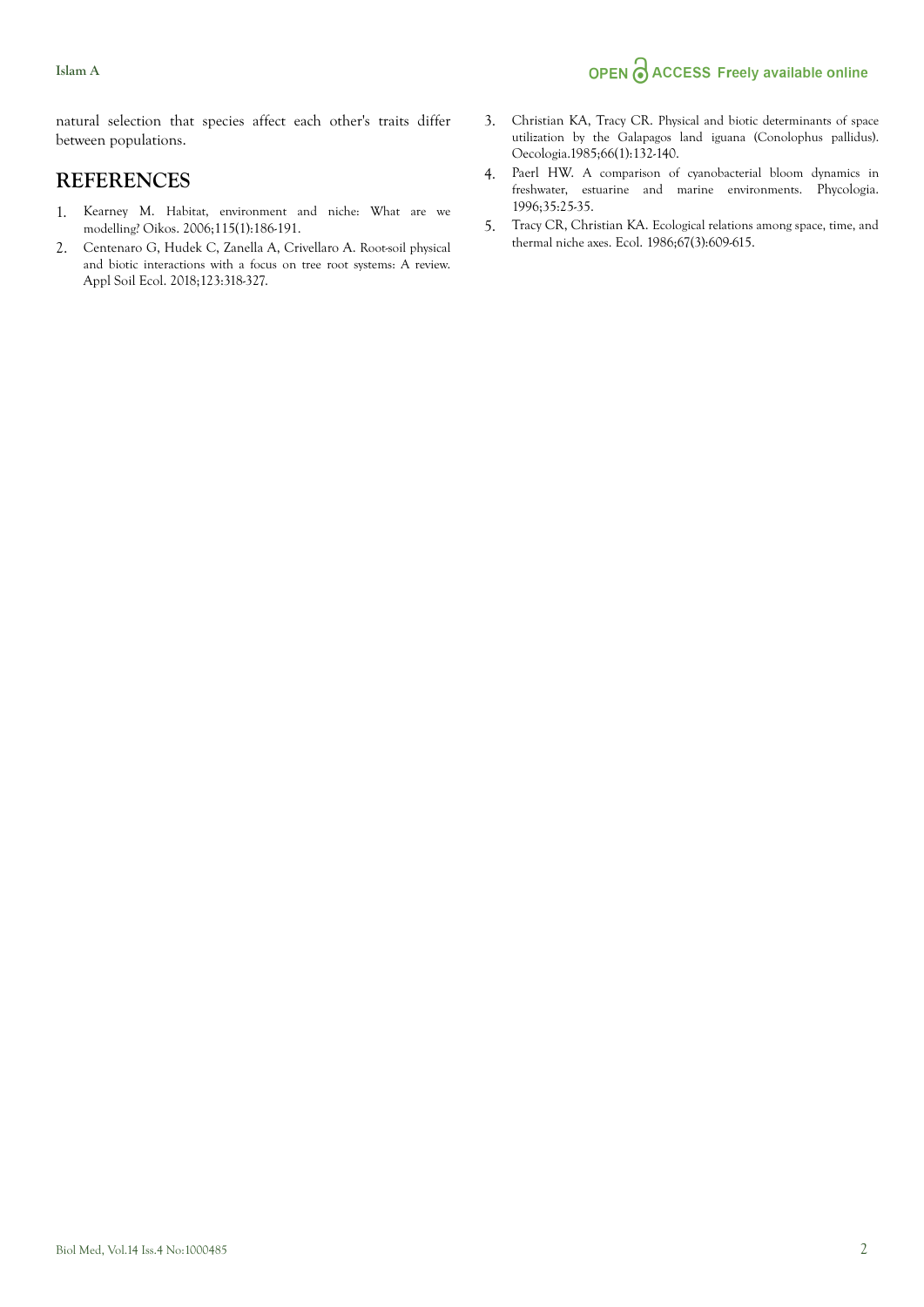natural selection that species affect each other's traits differ between populations.

## REFERENCES

1. Kearney M. Habitat, environment and niche: What are we modelling? Oikos. 2006;115(1):186-191.
2. Centenaro G, Hudek C, Zanella A, Crivellaro A. Root-soil physical and biotic interactions with a focus on tree root systems: A review. Appl Soil Ecol. 2018;123:318-327.
3. Christian KA, Tracy CR. Physical and biotic determinants of space utilization by the Galapagos land iguana (Conolophus pallidus). Oecologia.1985;66(1):132-140.
4. Paerl HW. A comparison of cyanobacterial bloom dynamics in freshwater, estuarine and marine environments. Phycologia. 1996;35:25-35.
5. Tracy CR, Christian KA. Ecological relations among space, time, and thermal niche axes. Ecol. 1986;67(3):609-615.